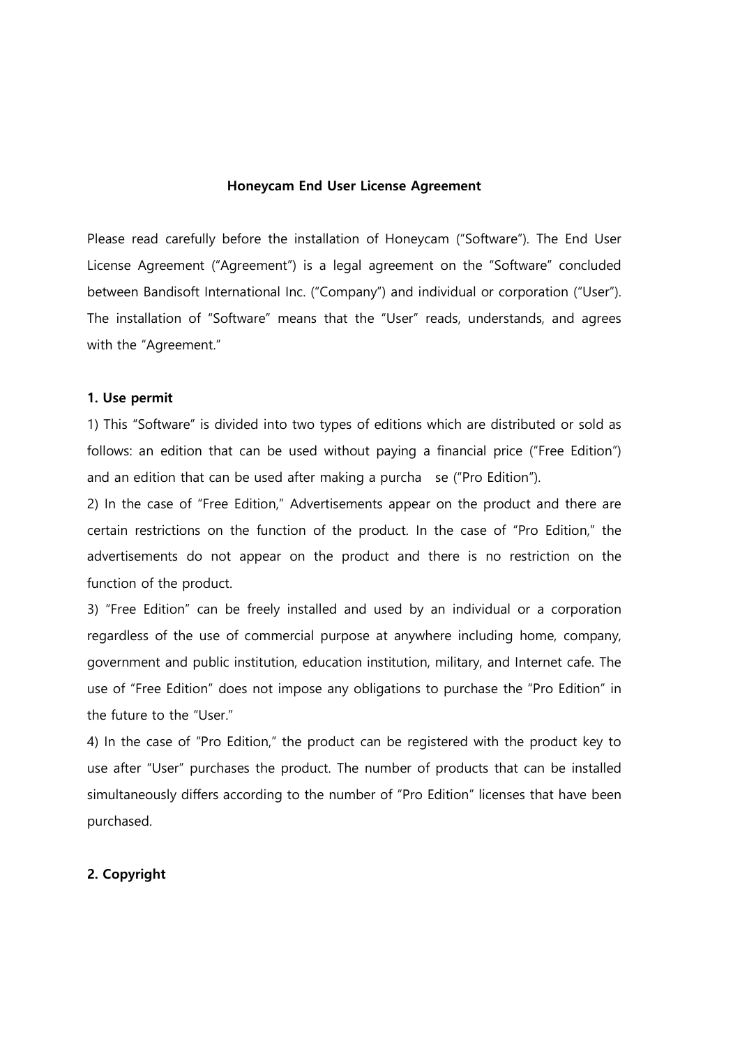# Honeycam End User License Agreement

Please read carefully before the installation of Honeycam ("Software"). The End User License Agreement ("Agreement") is a legal agreement on the "Software" concluded between Bandisoft International Inc. ("Company") and individual or corporation ("User"). The installation of "Software" means that the "User" reads, understands, and agrees with the "Agreement."

## 1. Use permit

1) This "Software" is divided into two types of editions which are distributed or sold as follows: an edition that can be used without paying a financial price ("Free Edition") and an edition that can be used after making a purcha se ("Pro Edition").

2) In the case of "Free Edition," Advertisements appear on the product and there are certain restrictions on the function of the product. In the case of "Pro Edition," the advertisements do not appear on the product and there is no restriction on the function of the product.

3) "Free Edition" can be freely installed and used by an individual or a corporation regardless of the use of commercial purpose at anywhere including home, company, government and public institution, education institution, military, and Internet cafe. The use of "Free Edition" does not impose any obligations to purchase the "Pro Edition" in the future to the "User."

4) In the case of "Pro Edition," the product can be registered with the product key to use after "User" purchases the product. The number of products that can be installed simultaneously differs according to the number of "Pro Edition" licenses that have been purchased.

## 2. Copyright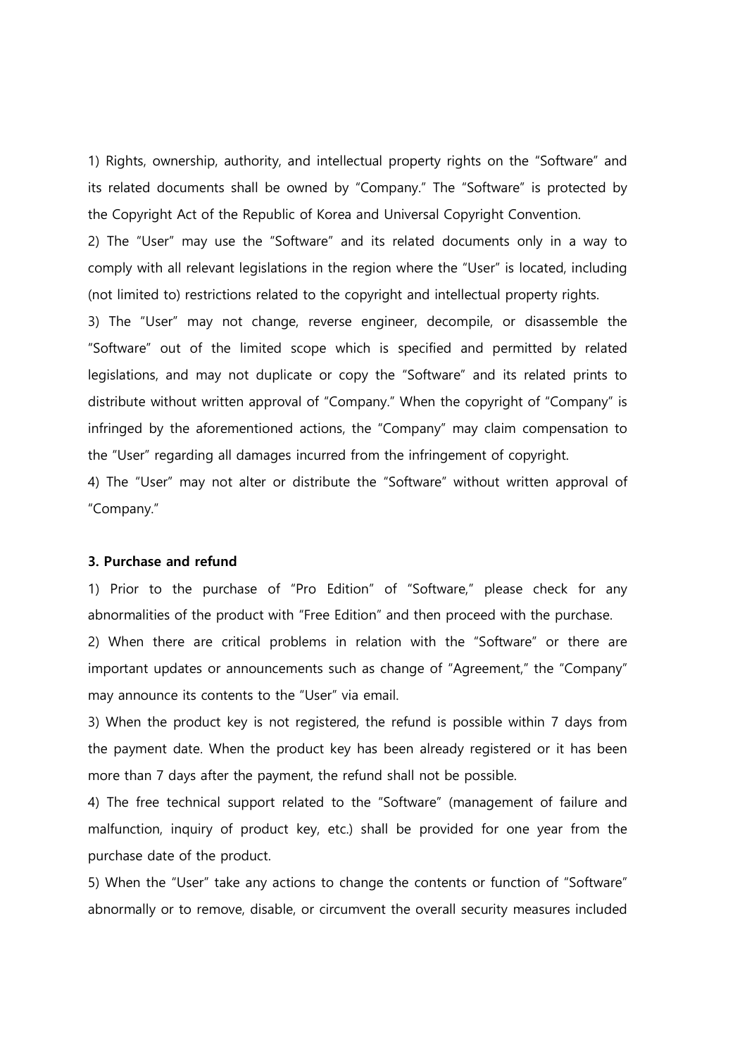1) Rights, ownership, authority, and intellectual property rights on the "Software" and its related documents shall be owned by "Company." The "Software" is protected by the Copyright Act of the Republic of Korea and Universal Copyright Convention.

2) The "User" may use the "Software" and its related documents only in a way to comply with all relevant legislations in the region where the "User" is located, including (not limited to) restrictions related to the copyright and intellectual property rights.

3) The "User" may not change, reverse engineer, decompile, or disassemble the "Software" out of the limited scope which is specified and permitted by related legislations, and may not duplicate or copy the "Software" and its related prints to distribute without written approval of "Company." When the copyright of "Company" is infringed by the aforementioned actions, the "Company" may claim compensation to the "User" regarding all damages incurred from the infringement of copyright.

4) The "User" may not alter or distribute the "Software" without written approval of "Company."

**3. Purchase and refund**

1) Prior to the purchase of "Pro Edition" of "Software," please check for any abnormalities of the product with "Free Edition" and then proceed with the purchase.

2) When there are critical problems in relation with the "Software" or there are important updates or announcements such as change of "Agreement," the "Company" may announce its contents to the "User" via email.

3) When the product key is not registered, the refund is possible within 7 days from the payment date. When the product key has been already registered or it has been more than 7 days after the payment, the refund shall not be possible.

4) The free technical support related to the "Software" (management of failure and malfunction, inquiry of product key, etc.) shall be provided for one year from the purchase date of the product.

5) When the "User" take any actions to change the contents or function of "Software" abnormally or to remove, disable, or circumvent the overall security measures included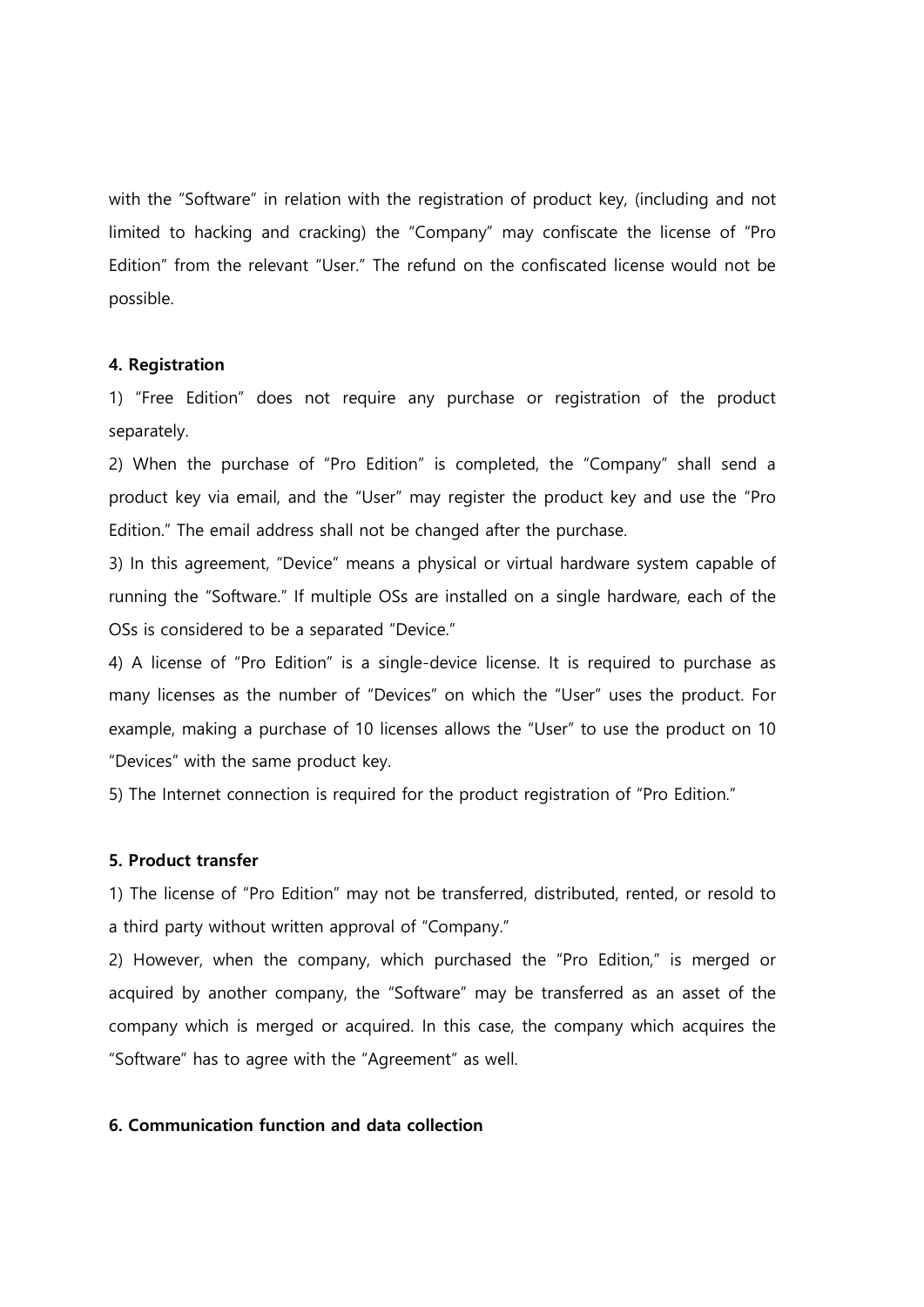with the "Software" in relation with the registration of product key, (including and not limited to hacking and cracking) the "Company" may confiscate the license of "Pro Edition" from the relevant "User." The refund on the confiscated license would not be possible.

**4. Registration**

1) "Free Edition" does not require any purchase or registration of the product separately.

2) When the purchase of "Pro Edition" is completed, the "Company" shall send a product key via email, and the "User" may register the product key and use the "Pro Edition." The email address shall not be changed after the purchase.

3) In this agreement, "Device" means a physical or virtual hardware system capable of running the "Software." If multiple OSs are installed on a single hardware, each of the OSs is considered to be a separated "Device."

4) A license of "Pro Edition" is a single-device license. It is required to purchase as many licenses as the number of "Devices" on which the "User" uses the product. For example, making a purchase of 10 licenses allows the "User" to use the product on 10 "Devices" with the same product key.

5) The Internet connection is required for the product registration of "Pro Edition."

**5. Product transfer**

1) The license of "Pro Edition" may not be transferred, distributed, rented, or resold to a third party without written approval of "Company."

2) However, when the company, which purchased the "Pro Edition," is merged or acquired by another company, the "Software" may be transferred as an asset of the company which is merged or acquired. In this case, the company which acquires the "Software" has to agree with the "Agreement" as well.

**6. Communication function and data collection**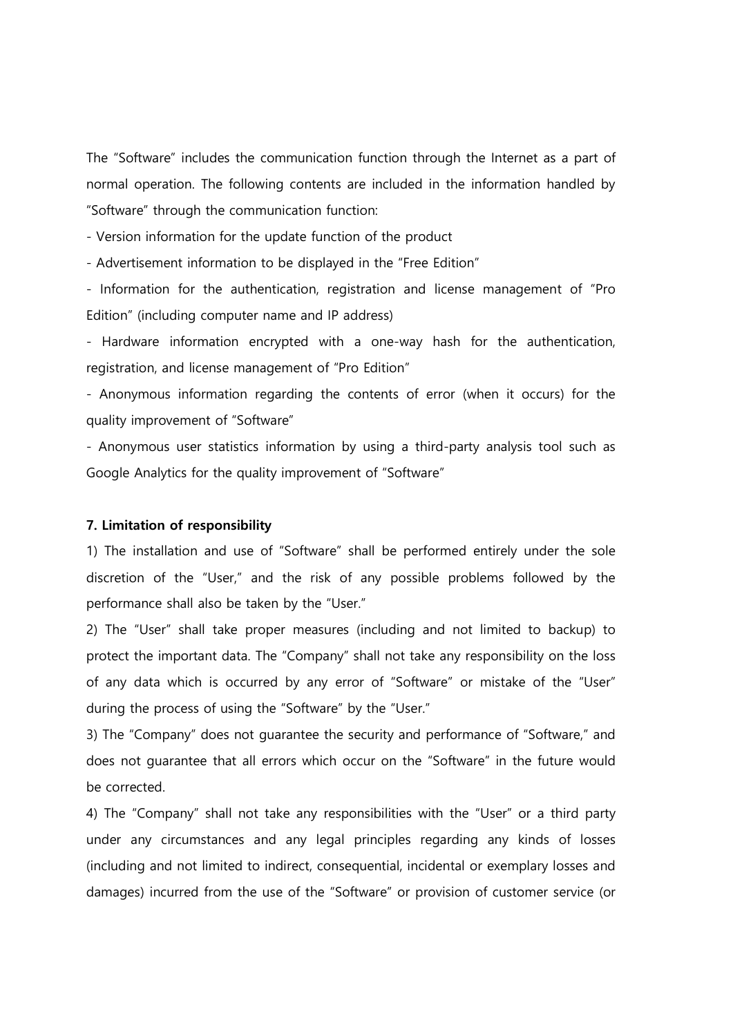The "Software" includes the communication function through the Internet as a part of normal operation. The following contents are included in the information handled by "Software" through the communication function:

- Version information for the update function of the product
- Advertisement information to be displayed in the "Free Edition"
- Information for the authentication, registration and license management of "Pro Edition" (including computer name and IP address)
- Hardware information encrypted with a one-way hash for the authentication, registration, and license management of "Pro Edition"
- Anonymous information regarding the contents of error (when it occurs) for the quality improvement of "Software"
- Anonymous user statistics information by using a third-party analysis tool such as Google Analytics for the quality improvement of "Software"

**7. Limitation of responsibility**

1) The installation and use of "Software" shall be performed entirely under the sole discretion of the "User," and the risk of any possible problems followed by the performance shall also be taken by the "User."

2) The "User" shall take proper measures (including and not limited to backup) to protect the important data. The "Company" shall not take any responsibility on the loss of any data which is occurred by any error of "Software" or mistake of the "User" during the process of using the "Software" by the "User."

3) The "Company" does not guarantee the security and performance of "Software," and does not guarantee that all errors which occur on the "Software" in the future would be corrected.

4) The "Company" shall not take any responsibilities with the "User" or a third party under any circumstances and any legal principles regarding any kinds of losses (including and not limited to indirect, consequential, incidental or exemplary losses and damages) incurred from the use of the "Software" or provision of customer service (or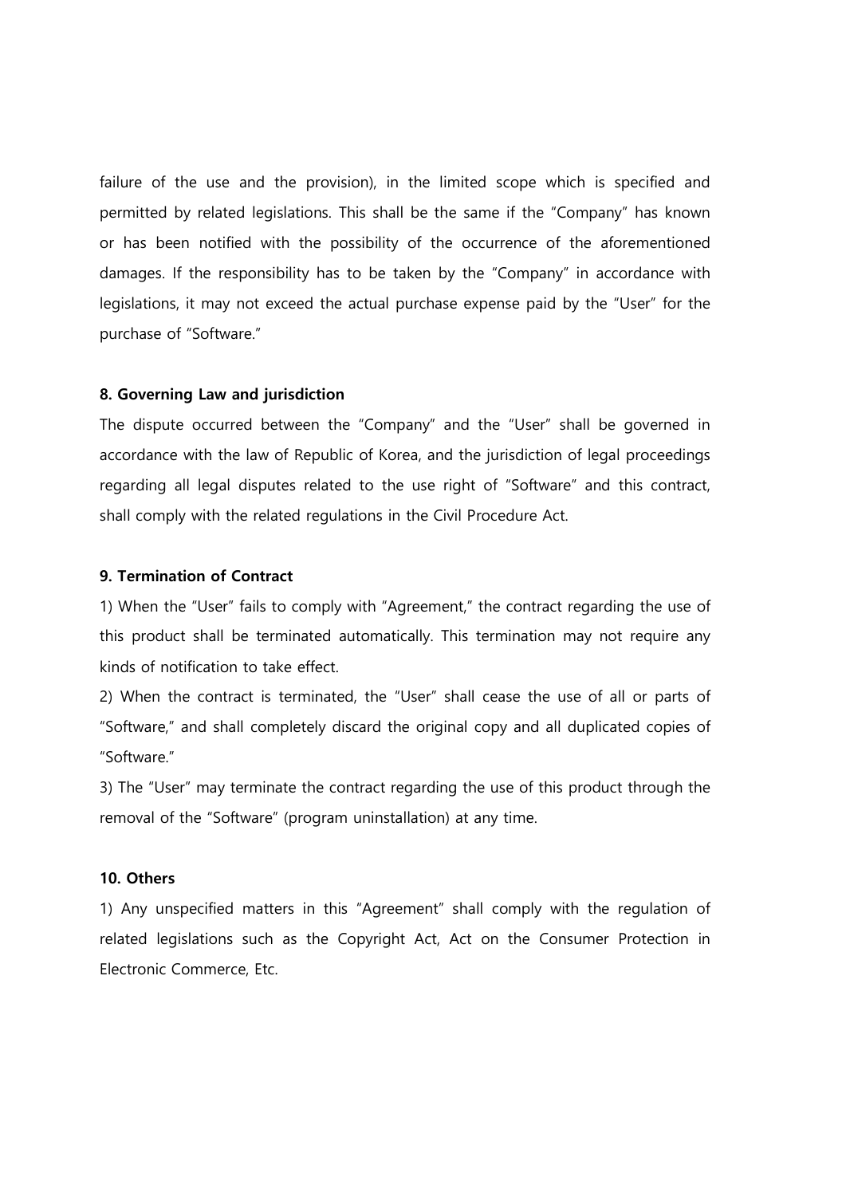failure of the use and the provision), in the limited scope which is specified and permitted by related legislations. This shall be the same if the "Company" has known or has been notified with the possibility of the occurrence of the aforementioned damages. If the responsibility has to be taken by the "Company" in accordance with legislations, it may not exceed the actual purchase expense paid by the "User" for the purchase of "Software."

**8. Governing Law and jurisdiction**

The dispute occurred between the "Company" and the "User" shall be governed in accordance with the law of Republic of Korea, and the jurisdiction of legal proceedings regarding all legal disputes related to the use right of "Software" and this contract, shall comply with the related regulations in the Civil Procedure Act.

**9. Termination of Contract**

1) When the "User" fails to comply with "Agreement," the contract regarding the use of this product shall be terminated automatically. This termination may not require any kinds of notification to take effect.

2) When the contract is terminated, the "User" shall cease the use of all or parts of "Software," and shall completely discard the original copy and all duplicated copies of "Software."

3) The "User" may terminate the contract regarding the use of this product through the removal of the "Software" (program uninstallation) at any time.

**10. Others**

1) Any unspecified matters in this "Agreement" shall comply with the regulation of related legislations such as the Copyright Act, Act on the Consumer Protection in Electronic Commerce, Etc.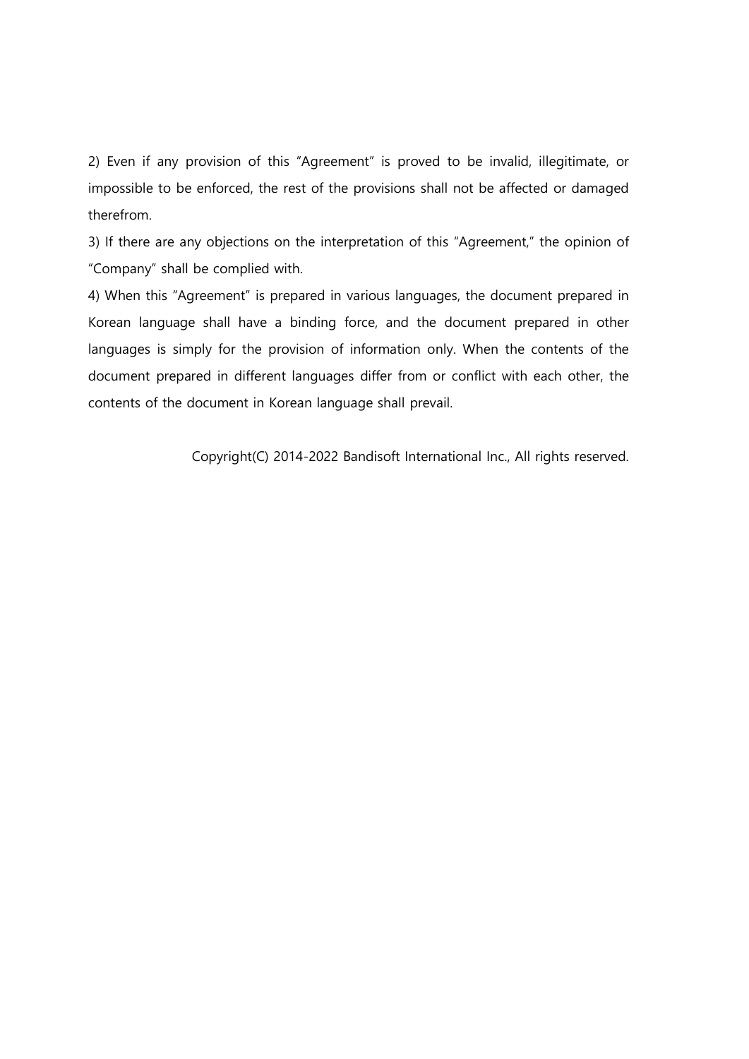2) Even if any provision of this "Agreement" is proved to be invalid, illegitimate, or impossible to be enforced, the rest of the provisions shall not be affected or damaged therefrom.

3) If there are any objections on the interpretation of this "Agreement," the opinion of "Company" shall be complied with.

4) When this "Agreement" is prepared in various languages, the document prepared in Korean language shall have a binding force, and the document prepared in other languages is simply for the provision of information only. When the contents of the document prepared in different languages differ from or conflict with each other, the contents of the document in Korean language shall prevail.

Copyright(C) 2014-2022 Bandisoft International Inc., All rights reserved.